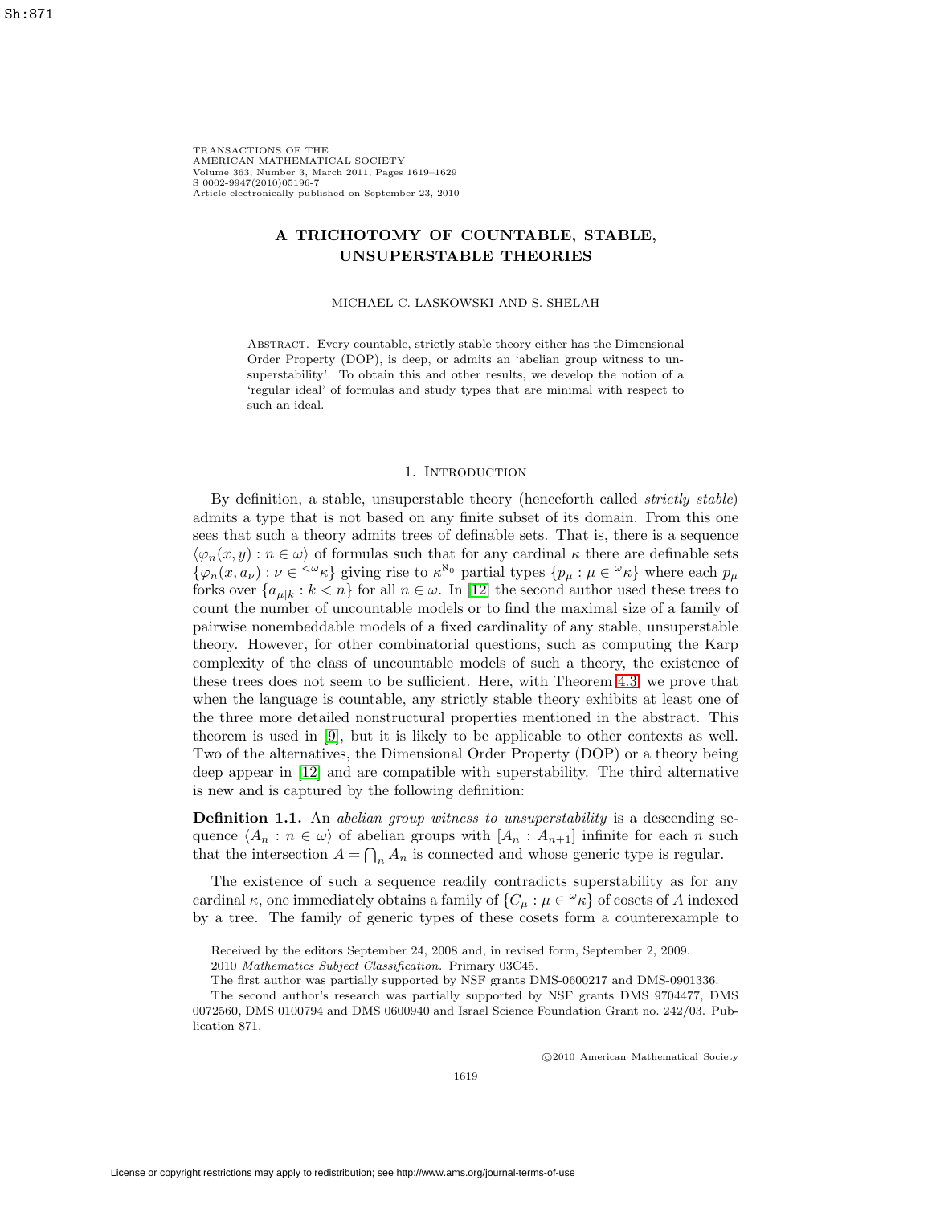# A TRICHOTOMY OF COUNTABLE, STABLE, UNSUPERSTABLE THEORIES

MICHAEL C. LASKOWSKI AND S. SHELAH

Abstract. Every countable, strictly stable theory either has the Dimensional Order Property (DOP), is deep, or admits an 'abelian group witness to unsuperstability'. To obtain this and other results, we develop the notion of a 'regular ideal' of formulas and study types that are minimal with respect to such an ideal.

## 1. Introduction

By definition, a stable, unsuperstable theory (henceforth called *strictly stable*) admits a type that is not based on any finite subset of its domain. From this one sees that such a theory admits trees of definable sets. That is, there is a sequence $\langle \varphi_n(x,y) : n \in \omega \rangle$ of formulas such that for any cardinal $\kappa$ there are definable sets $\{\varphi_n(x, a_\nu) : \nu \in {}^{<\omega}\kappa\}$ giving rise to $\kappa^{\aleph_0}$ partial types $\{p_\mu : \mu \in {}^\omega\kappa\}$ where each $p_\mu$ forks over $\{a_{\mu|k} : k < n\}$ for all $n \in \omega$. In [12] the second author used these trees to count the number of uncountable models or to find the maximal size of a family of pairwise nonembeddable models of a fixed cardinality of any stable, unsuperstable theory. However, for other combinatorial questions, such as computing the Karp complexity of the class of uncountable models of such a theory, the existence of these trees does not seem to be sufficient. Here, with Theorem 4.3, we prove that when the language is countable, any strictly stable theory exhibits at least one of the three more detailed nonstructural properties mentioned in the abstract. This theorem is used in [9], but it is likely to be applicable to other contexts as well. Two of the alternatives, the Dimensional Order Property (DOP) or a theory being deep appear in [12] and are compatible with superstability. The third alternative is new and is captured by the following definition:

**Definition 1.1.** An *abelian group witness to unsuperstability* is a descending sequence $\langle A_n : n \in \omega \rangle$ of abelian groups with $[A_n : A_{n+1}]$ infinite for each $n$ such that the intersection $A = \bigcap_n A_n$ is connected and whose generic type is regular.

The existence of such a sequence readily contradicts superstability as for any cardinal $\kappa$, one immediately obtains a family of $\{C_\mu : \mu \in {}^\omega\kappa\}$ of cosets of $A$ indexed by a tree. The family of generic types of these cosets form a counterexample to

---

Received by the editors September 24, 2008 and, in revised form, September 2, 2009.

2010 *Mathematics Subject Classification.* Primary 03C45.

The first author was partially supported by NSF grants DMS-0600217 and DMS-0901336.

The second author's research was partially supported by NSF grants DMS 9704477, DMS 0072560, DMS 0100794 and DMS 0600940 and Israel Science Foundation Grant no. 242/03. Publication 871.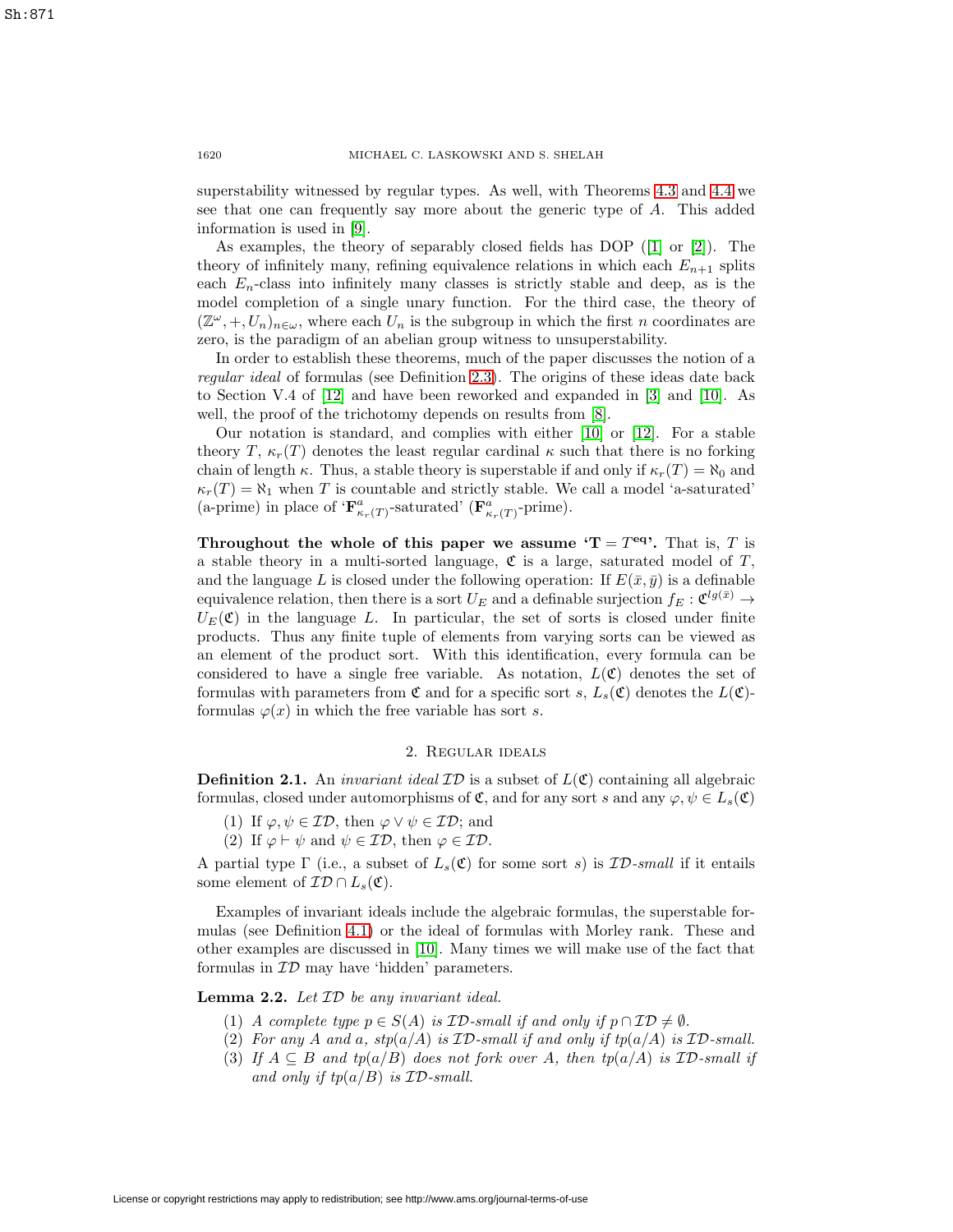superstability witnessed by regular types. As well, with Theorems 4.3 and 4.4 we see that one can frequently say more about the generic type of $A$. This added information is used in [9].

As examples, the theory of separably closed fields has DOP ([1] or [2]). The theory of infinitely many, refining equivalence relations in which each $E_{n+1}$ splits each $E_n$-class into infinitely many classes is strictly stable and deep, as is the model completion of a single unary function. For the third case, the theory of $(\mathbb{Z}^\omega, +, U_n)_{n\in\omega}$, where each $U_n$ is the subgroup in which the first $n$ coordinates are zero, is the paradigm of an abelian group witness to unsuperstability.

In order to establish these theorems, much of the paper discusses the notion of a *regular ideal* of formulas (see Definition 2.3). The origins of these ideas date back to Section V.4 of [12] and have been reworked and expanded in [3] and [10]. As well, the proof of the trichotomy depends on results from [8].

Our notation is standard, and complies with either [10] or [12]. For a stable theory $T$, $\kappa_r(T)$ denotes the least regular cardinal $\kappa$ such that there is no forking chain of length $\kappa$. Thus, a stable theory is superstable if and only if $\kappa_r(T) = \aleph_0$ and $\kappa_r(T) = \aleph_1$ when $T$ is countable and strictly stable. We call a model 'a-saturated' (a-prime) in place of '$\mathbf{F}^a_{\kappa_r(T)}$-saturated' ($\mathbf{F}^a_{\kappa_r(T)}$-prime).

**Throughout the whole of this paper we assume '$\mathbf{T} = T^{\mathbf{eq}}$'.** That is, $T$ is a stable theory in a multi-sorted language, $\mathfrak{C}$ is a large, saturated model of $T$, and the language $L$ is closed under the following operation: If $E(\bar{x}, \bar{y})$ is a definable equivalence relation, then there is a sort $U_E$ and a definable surjection $f_E : \mathfrak{C}^{lg(\bar{x})} \to U_E(\mathfrak{C})$ in the language $L$. In particular, the set of sorts is closed under finite products. Thus any finite tuple of elements from varying sorts can be viewed as an element of the product sort. With this identification, every formula can be considered to have a single free variable. As notation, $L(\mathfrak{C})$ denotes the set of formulas with parameters from $\mathfrak{C}$ and for a specific sort $s$, $L_s(\mathfrak{C})$ denotes the $L(\mathfrak{C})$-formulas $\varphi(x)$ in which the free variable has sort $s$.

## 2. Regular ideals

**Definition 2.1.** An *invariant ideal* $\mathcal{ID}$ is a subset of $L(\mathfrak{C})$ containing all algebraic formulas, closed under automorphisms of $\mathfrak{C}$, and for any sort $s$ and any $\varphi, \psi \in L_s(\mathfrak{C})$

1. If $\varphi, \psi \in \mathcal{ID}$, then $\varphi \vee \psi \in \mathcal{ID}$; and
2. If $\varphi \vdash \psi$ and $\psi \in \mathcal{ID}$, then $\varphi \in \mathcal{ID}$.

A partial type $\Gamma$ (i.e., a subset of $L_s(\mathfrak{C})$ for some sort $s$) is *$\mathcal{ID}$-small* if it entails some element of $\mathcal{ID} \cap L_s(\mathfrak{C})$.

Examples of invariant ideals include the algebraic formulas, the superstable formulas (see Definition 4.1) or the ideal of formulas with Morley rank. These and other examples are discussed in [10]. Many times we will make use of the fact that formulas in $\mathcal{ID}$ may have 'hidden' parameters.

**Lemma 2.2.** *Let $\mathcal{ID}$ be any invariant ideal.*

1. *A complete type $p \in S(A)$ is $\mathcal{ID}$-small if and only if $p \cap \mathcal{ID} \neq \emptyset$.*
2. *For any $A$ and $a$, $stp(a/A)$ is $\mathcal{ID}$-small if and only if $tp(a/A)$ is $\mathcal{ID}$-small.*
3. *If $A \subseteq B$ and $tp(a/B)$ does not fork over $A$, then $tp(a/A)$ is $\mathcal{ID}$-small if and only if $tp(a/B)$ is $\mathcal{ID}$-small.*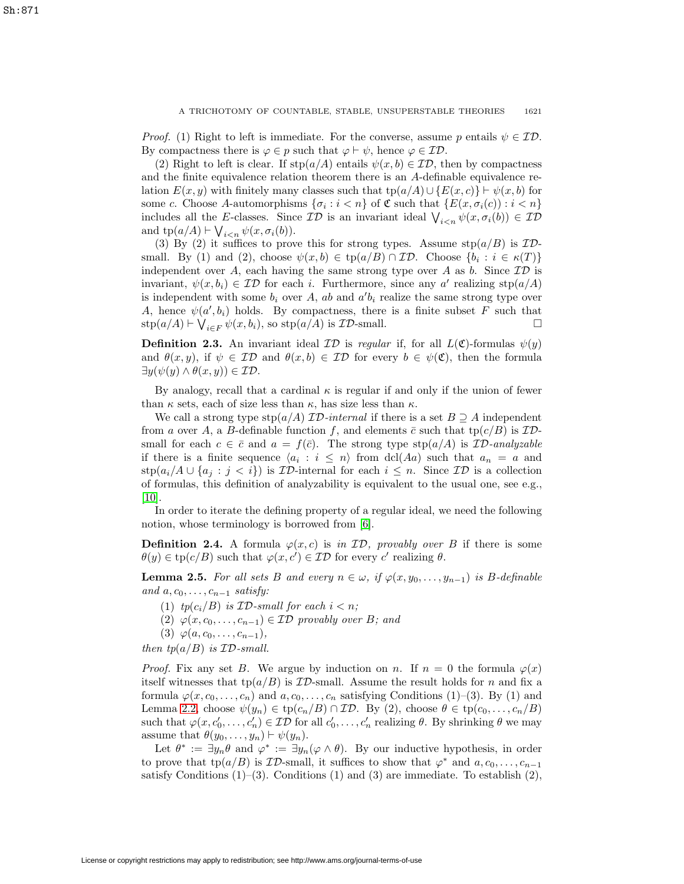*Proof.* (1) Right to left is immediate. For the converse, assume $p$ entails $\psi \in \mathcal{ID}$. By compactness there is $\varphi \in p$ such that $\varphi \vdash \psi$, hence $\varphi \in \mathcal{ID}$.

(2) Right to left is clear. If $\operatorname{stp}(a/A)$ entails $\psi(x,b) \in \mathcal{ID}$, then by compactness and the finite equivalence relation theorem there is an $A$-definable equivalence relation $E(x,y)$ with finitely many classes such that $\operatorname{tp}(a/A) \cup \{E(x,c)\} \vdash \psi(x,b)$ for some $c$. Choose $A$-automorphisms $\{\sigma_i : i < n\}$ of $\mathfrak{C}$ such that $\{E(x,\sigma_i(c)) : i < n\}$ includes all the $E$-classes. Since $\mathcal{ID}$ is an invariant ideal $\bigvee_{i<n} \psi(x,\sigma_i(b)) \in \mathcal{ID}$ and $\operatorname{tp}(a/A) \vdash \bigvee_{i<n} \psi(x,\sigma_i(b))$.

(3) By (2) it suffices to prove this for strong types. Assume $\operatorname{stp}(a/B)$ is $\mathcal{ID}$-small. By (1) and (2), choose $\psi(x,b) \in \operatorname{tp}(a/B) \cap \mathcal{ID}$. Choose $\{b_i : i \in \kappa(T)\}$ independent over $A$, each having the same strong type over $A$ as $b$. Since $\mathcal{ID}$ is invariant, $\psi(x,b_i) \in \mathcal{ID}$ for each $i$. Furthermore, since any $a'$ realizing $\operatorname{stp}(a/A)$ is independent with some $b_i$ over $A$, $ab$ and $a'b_i$ realize the same strong type over $A$, hence $\psi(a',b_i)$ holds. By compactness, there is a finite subset $F$ such that $\operatorname{stp}(a/A) \vdash \bigvee_{i \in F} \psi(x,b_i)$, so $\operatorname{stp}(a/A)$ is $\mathcal{ID}$-small. $\square$

**Definition 2.3.** An invariant ideal $\mathcal{ID}$ is *regular* if, for all $L(\mathfrak{C})$-formulas $\psi(y)$ and $\theta(x,y)$, if $\psi \in \mathcal{ID}$ and $\theta(x,b) \in \mathcal{ID}$ for every $b \in \psi(\mathfrak{C})$, then the formula $\exists y(\psi(y) \wedge \theta(x,y)) \in \mathcal{ID}$.

By analogy, recall that a cardinal $\kappa$ is regular if and only if the union of fewer than $\kappa$ sets, each of size less than $\kappa$, has size less than $\kappa$.

We call a strong type $\operatorname{stp}(a/A)$ *$\mathcal{ID}$-internal* if there is a set $B \supseteq A$ independent from $a$ over $A$, a $B$-definable function $f$, and elements $\bar{c}$ such that $\operatorname{tp}(c/B)$ is $\mathcal{ID}$-small for each $c \in \bar{c}$ and $a = f(\bar{c})$. The strong type $\operatorname{stp}(a/A)$ is *$\mathcal{ID}$-analyzable* if there is a finite sequence $\langle a_i : i \leq n \rangle$ from $\operatorname{dcl}(Aa)$ such that $a_n = a$ and $\operatorname{stp}(a_i/A \cup \{a_j : j < i\})$ is $\mathcal{ID}$-internal for each $i \leq n$. Since $\mathcal{ID}$ is a collection of formulas, this definition of analyzability is equivalent to the usual one, see e.g., [10].

In order to iterate the defining property of a regular ideal, we need the following notion, whose terminology is borrowed from [6].

**Definition 2.4.** A formula $\varphi(x,c)$ is *in $\mathcal{ID}$, provably over $B$* if there is some $\theta(y) \in \operatorname{tp}(c/B)$ such that $\varphi(x,c') \in \mathcal{ID}$ for every $c'$ realizing $\theta$.

**Lemma 2.5.** *For all sets $B$ and every $n \in \omega$, if $\varphi(x,y_0,\ldots,y_{n-1})$ is $B$-definable and $a,c_0,\ldots,c_{n-1}$ satisfy:*

1. *$tp(c_i/B)$ is $\mathcal{ID}$-small for each $i < n$;*
2. *$\varphi(x,c_0,\ldots,c_{n-1}) \in \mathcal{ID}$ provably over $B$; and*
3. *$\varphi(a,c_0,\ldots,c_{n-1})$,*

*then $tp(a/B)$ is $\mathcal{ID}$-small.*

*Proof.* Fix any set $B$. We argue by induction on $n$. If $n = 0$ the formula $\varphi(x)$ itself witnesses that $\operatorname{tp}(a/B)$ is $\mathcal{ID}$-small. Assume the result holds for $n$ and fix a formula $\varphi(x,c_0,\ldots,c_n)$ and $a,c_0,\ldots,c_n$ satisfying Conditions (1)–(3). By (1) and Lemma 2.2, choose $\psi(y_n) \in \operatorname{tp}(c_n/B) \cap \mathcal{ID}$. By (2), choose $\theta \in \operatorname{tp}(c_0,\ldots,c_n/B)$ such that $\varphi(x,c'_0,\ldots,c'_n) \in \mathcal{ID}$ for all $c'_0,\ldots,c'_n$ realizing $\theta$. By shrinking $\theta$ we may assume that $\theta(y_0,\ldots,y_n) \vdash \psi(y_n)$.

Let $\theta^* := \exists y_n \theta$ and $\varphi^* := \exists y_n(\varphi \wedge \theta)$. By our inductive hypothesis, in order to prove that $\operatorname{tp}(a/B)$ is $\mathcal{ID}$-small, it suffices to show that $\varphi^*$ and $a,c_0,\ldots,c_{n-1}$ satisfy Conditions (1)–(3). Conditions (1) and (3) are immediate. To establish (2),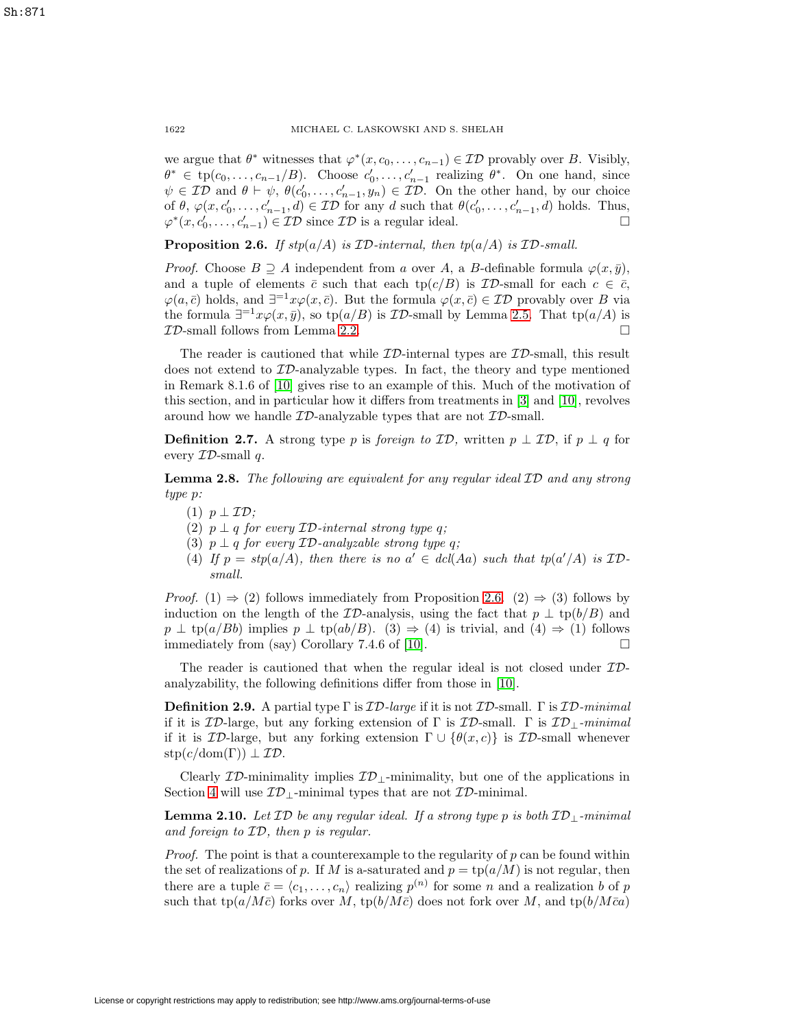we argue that $\theta^*$ witnesses that $\varphi^*(x, c_0, \ldots, c_{n-1}) \in \mathcal{ID}$ provably over $B$. Visibly, $\theta^* \in \text{tp}(c_0, \ldots, c_{n-1}/B)$. Choose $c'_0, \ldots, c'_{n-1}$ realizing $\theta^*$. On one hand, since $\psi \in \mathcal{ID}$ and $\theta \vdash \psi$, $\theta(c'_0, \ldots, c'_{n-1}, y_n) \in \mathcal{ID}$. On the other hand, by our choice of $\theta$, $\varphi(x, c'_0, \ldots, c'_{n-1}, d) \in \mathcal{ID}$ for any $d$ such that $\theta(c'_0, \ldots, c'_{n-1}, d)$ holds. Thus, $\varphi^*(x, c'_0, \ldots, c'_{n-1}) \in \mathcal{ID}$ since $\mathcal{ID}$ is a regular ideal. □

**Proposition 2.6.** *If $stp(a/A)$ is $\mathcal{ID}$-internal, then $tp(a/A)$ is $\mathcal{ID}$-small.*

*Proof.* Choose $B \supseteq A$ independent from $a$ over $A$, a $B$-definable formula $\varphi(x, \bar{y})$, and a tuple of elements $\bar{c}$ such that each $\text{tp}(c/B)$ is $\mathcal{ID}$-small for each $c \in \bar{c}$, $\varphi(a, \bar{c})$ holds, and $\exists^{=1}x\varphi(x, \bar{c})$. But the formula $\varphi(x, \bar{c}) \in \mathcal{ID}$ provably over $B$ via the formula $\exists^{=1}x\varphi(x, \bar{y})$, so $\text{tp}(a/B)$ is $\mathcal{ID}$-small by Lemma 2.5. That $\text{tp}(a/A)$ is $\mathcal{ID}$-small follows from Lemma 2.2. □

The reader is cautioned that while $\mathcal{ID}$-internal types are $\mathcal{ID}$-small, this result does not extend to $\mathcal{ID}$-analyzable types. In fact, the theory and type mentioned in Remark 8.1.6 of [10] gives rise to an example of this. Much of the motivation of this section, and in particular how it differs from treatments in [3] and [10], revolves around how we handle $\mathcal{ID}$-analyzable types that are not $\mathcal{ID}$-small.

**Definition 2.7.** A strong type $p$ is *foreign to $\mathcal{ID}$*, written $p \perp \mathcal{ID}$, if $p \perp q$ for every $\mathcal{ID}$-small $q$.

**Lemma 2.8.** *The following are equivalent for any regular ideal $\mathcal{ID}$ and any strong type $p$:*

1. *$p \perp \mathcal{ID}$;*
2. *$p \perp q$ for every $\mathcal{ID}$-internal strong type $q$;*
3. *$p \perp q$ for every $\mathcal{ID}$-analyzable strong type $q$;*
4. *If $p = stp(a/A)$, then there is no $a' \in dcl(Aa)$ such that $tp(a'/A)$ is $\mathcal{ID}$-small.*

*Proof.* (1) $\Rightarrow$ (2) follows immediately from Proposition 2.6. (2) $\Rightarrow$ (3) follows by induction on the length of the $\mathcal{ID}$-analysis, using the fact that $p \perp \text{tp}(b/B)$ and $p \perp \text{tp}(a/Bb)$ implies $p \perp \text{tp}(ab/B)$. (3) $\Rightarrow$ (4) is trivial, and (4) $\Rightarrow$ (1) follows immediately from (say) Corollary 7.4.6 of [10]. □

The reader is cautioned that when the regular ideal is not closed under $\mathcal{ID}$-analyzability, the following definitions differ from those in [10].

**Definition 2.9.** A partial type $\Gamma$ is *$\mathcal{ID}$-large* if it is not $\mathcal{ID}$-small. $\Gamma$ is *$\mathcal{ID}$-minimal* if it is $\mathcal{ID}$-large, but any forking extension of $\Gamma$ is $\mathcal{ID}$-small. $\Gamma$ is *$\mathcal{ID}_\perp$-minimal* if it is $\mathcal{ID}$-large, but any forking extension $\Gamma \cup \{\theta(x, c)\}$ is $\mathcal{ID}$-small whenever $\text{stp}(c/\text{dom}(\Gamma)) \perp \mathcal{ID}$.

Clearly $\mathcal{ID}$-minimality implies $\mathcal{ID}_\perp$-minimality, but one of the applications in Section 4 will use $\mathcal{ID}_\perp$-minimal types that are not $\mathcal{ID}$-minimal.

**Lemma 2.10.** *Let $\mathcal{ID}$ be any regular ideal. If a strong type $p$ is both $\mathcal{ID}_\perp$-minimal and foreign to $\mathcal{ID}$, then $p$ is regular.*

*Proof.* The point is that a counterexample to the regularity of $p$ can be found within the set of realizations of $p$. If $M$ is a-saturated and $p = \text{tp}(a/M)$ is not regular, then there are a tuple $\bar{c} = \langle c_1, \ldots, c_n \rangle$ realizing $p^{(n)}$ for some $n$ and a realization $b$ of $p$ such that $\text{tp}(a/M\bar{c})$ forks over $M$, $\text{tp}(b/M\bar{c})$ does not fork over $M$, and $\text{tp}(b/M\bar{c}a)$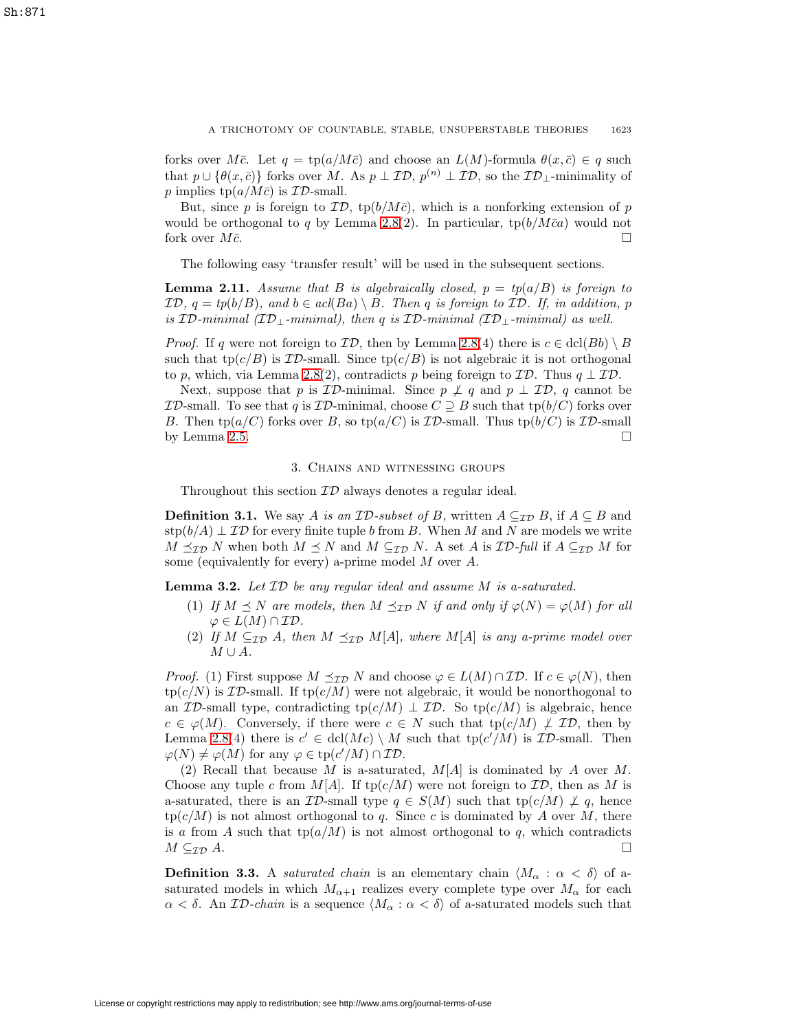forks over $M\bar{c}$. Let $q = \text{tp}(a/M\bar{c})$ and choose an $L(M)$-formula $\theta(x, \bar{c}) \in q$ such that $p \cup \{\theta(x, \bar{c})\}$ forks over $M$. As $p \perp \mathcal{ID}$, $p^{(n)} \perp \mathcal{ID}$, so the $\mathcal{ID}_\perp$-minimality of $p$ implies $\text{tp}(a/M\bar{c})$ is $\mathcal{ID}$-small.

But, since $p$ is foreign to $\mathcal{ID}$, $\text{tp}(b/M\bar{c})$, which is a nonforking extension of $p$ would be orthogonal to $q$ by Lemma 2.8(2). In particular, $\text{tp}(b/M\bar{c}a)$ would not fork over $M\bar{c}$. □

The following easy 'transfer result' will be used in the subsequent sections.

**Lemma 2.11.** *Assume that $B$ is algebraically closed, $p = tp(a/B)$ is foreign to $\mathcal{ID}$, $q = tp(b/B)$, and $b \in acl(Ba) \setminus B$. Then $q$ is foreign to $\mathcal{ID}$. If, in addition, $p$ is $\mathcal{ID}$-minimal ($\mathcal{ID}_\perp$-minimal), then $q$ is $\mathcal{ID}$-minimal ($\mathcal{ID}_\perp$-minimal) as well.*

*Proof.* If $q$ were not foreign to $\mathcal{ID}$, then by Lemma 2.8(4) there is $c \in \text{dcl}(Bb) \setminus B$ such that $\text{tp}(c/B)$ is $\mathcal{ID}$-small. Since $\text{tp}(c/B)$ is not algebraic it is not orthogonal to $p$, which, via Lemma 2.8(2), contradicts $p$ being foreign to $\mathcal{ID}$. Thus $q \perp \mathcal{ID}$.

Next, suppose that $p$ is $\mathcal{ID}$-minimal. Since $p \not\perp q$ and $p \perp \mathcal{ID}$, $q$ cannot be $\mathcal{ID}$-small. To see that $q$ is $\mathcal{ID}$-minimal, choose $C \supseteq B$ such that $\text{tp}(b/C)$ forks over $B$. Then $\text{tp}(a/C)$ forks over $B$, so $\text{tp}(a/C)$ is $\mathcal{ID}$-small. Thus $\text{tp}(b/C)$ is $\mathcal{ID}$-small by Lemma 2.5. □

## 3. Chains and witnessing groups

Throughout this section $\mathcal{ID}$ always denotes a regular ideal.

**Definition 3.1.** We say *$A$ is an $\mathcal{ID}$-subset of $B$,* written $A \subseteq_{\mathcal{ID}} B$, if $A \subseteq B$ and $\text{stp}(b/A) \perp \mathcal{ID}$ for every finite tuple $b$ from $B$. When $M$ and $N$ are models we write $M \preceq_{\mathcal{ID}} N$ when both $M \preceq N$ and $M \subseteq_{\mathcal{ID}} N$. A set $A$ is *$\mathcal{ID}$-full* if $A \subseteq_{\mathcal{ID}} M$ for some (equivalently for every) a-prime model $M$ over $A$.

**Lemma 3.2.** *Let $\mathcal{ID}$ be any regular ideal and assume $M$ is a-saturated.*

1. *If $M \preceq N$ are models, then $M \preceq_{\mathcal{ID}} N$ if and only if $\varphi(N) = \varphi(M)$ for all $\varphi \in L(M) \cap \mathcal{ID}$.*
2. *If $M \subseteq_{\mathcal{ID}} A$, then $M \preceq_{\mathcal{ID}} M[A]$, where $M[A]$ is any a-prime model over $M \cup A$.*

*Proof.* (1) First suppose $M \preceq_{\mathcal{ID}} N$ and choose $\varphi \in L(M) \cap \mathcal{ID}$. If $c \in \varphi(N)$, then $\text{tp}(c/N)$ is $\mathcal{ID}$-small. If $\text{tp}(c/M)$ were not algebraic, it would be nonorthogonal to an $\mathcal{ID}$-small type, contradicting $\text{tp}(c/M) \perp \mathcal{ID}$. So $\text{tp}(c/M)$ is algebraic, hence $c \in \varphi(M)$. Conversely, if there were $c \in N$ such that $\text{tp}(c/M) \not\perp \mathcal{ID}$, then by Lemma 2.8(4) there is $c' \in \text{dcl}(Mc) \setminus M$ such that $\text{tp}(c'/M)$ is $\mathcal{ID}$-small. Then $\varphi(N) \neq \varphi(M)$ for any $\varphi \in \text{tp}(c'/M) \cap \mathcal{ID}$.

(2) Recall that because $M$ is a-saturated, $M[A]$ is dominated by $A$ over $M$. Choose any tuple $c$ from $M[A]$. If $\text{tp}(c/M)$ were not foreign to $\mathcal{ID}$, then as $M$ is a-saturated, there is an $\mathcal{ID}$-small type $q \in S(M)$ such that $\text{tp}(c/M) \not\perp q$, hence $\text{tp}(c/M)$ is not almost orthogonal to $q$. Since $c$ is dominated by $A$ over $M$, there is $a$ from $A$ such that $\text{tp}(a/M)$ is not almost orthogonal to $q$, which contradicts $M \subseteq_{\mathcal{ID}} A$. □

**Definition 3.3.** A *saturated chain* is an elementary chain $\langle M_\alpha : \alpha < \delta \rangle$ of a-saturated models in which $M_{\alpha+1}$ realizes every complete type over $M_\alpha$ for each $\alpha < \delta$. An *$\mathcal{ID}$-chain* is a sequence $\langle M_\alpha : \alpha < \delta \rangle$ of a-saturated models such that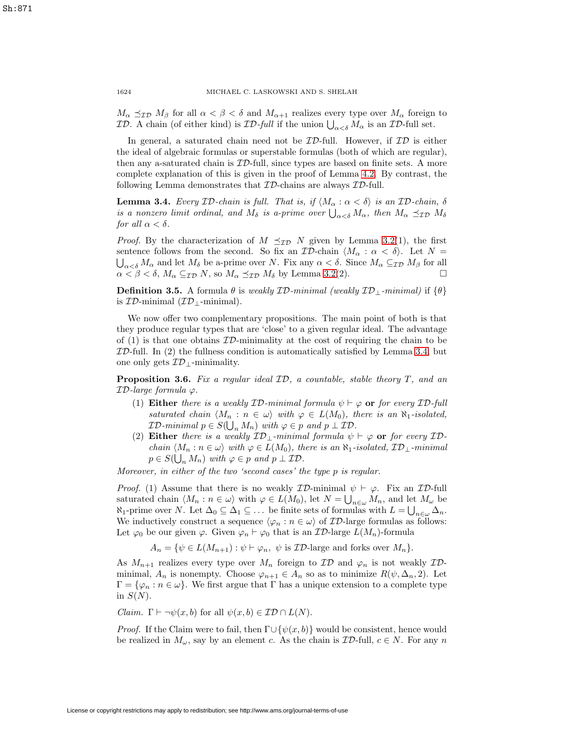$M_\alpha \preceq_{\mathcal{ID}} M_\beta$ for all $\alpha < \beta < \delta$ and $M_{\alpha+1}$ realizes every type over $M_\alpha$ foreign to $\mathcal{ID}$. A chain (of either kind) is *$\mathcal{ID}$-full* if the union $\bigcup_{\alpha<\delta} M_\alpha$ is an $\mathcal{ID}$-full set.

In general, a saturated chain need not be $\mathcal{ID}$-full. However, if $\mathcal{ID}$ is either the ideal of algebraic formulas or superstable formulas (both of which are regular), then any a-saturated chain is $\mathcal{ID}$-full, since types are based on finite sets. A more complete explanation of this is given in the proof of Lemma 4.2. By contrast, the following Lemma demonstrates that $\mathcal{ID}$-chains are always $\mathcal{ID}$-full.

**Lemma 3.4.** *Every $\mathcal{ID}$-chain is full. That is, if $\langle M_\alpha : \alpha < \delta\rangle$ is an $\mathcal{ID}$-chain, $\delta$ is a nonzero limit ordinal, and $M_\delta$ is a-prime over $\bigcup_{\alpha<\delta} M_\alpha$, then $M_\alpha \preceq_{\mathcal{ID}} M_\delta$ for all $\alpha < \delta$.*

*Proof.* By the characterization of $M \preceq_{\mathcal{ID}} N$ given by Lemma 3.2(1), the first sentence follows from the second. So fix an $\mathcal{ID}$-chain $\langle M_\alpha : \alpha < \delta\rangle$. Let $N = \bigcup_{\alpha<\delta} M_\alpha$ and let $M_\delta$ be a-prime over $N$. Fix any $\alpha < \delta$. Since $M_\alpha \subseteq_{\mathcal{ID}} M_\beta$ for all $\alpha < \beta < \delta$, $M_\alpha \subseteq_{\mathcal{ID}} N$, so $M_\alpha \preceq_{\mathcal{ID}} M_\delta$ by Lemma 3.2(2). $\square$

**Definition 3.5.** A formula $\theta$ is *weakly $\mathcal{ID}$-minimal (weakly $\mathcal{ID}_\perp$-minimal)* if $\{\theta\}$ is $\mathcal{ID}$-minimal ($\mathcal{ID}_\perp$-minimal).

We now offer two complementary propositions. The main point of both is that they produce regular types that are 'close' to a given regular ideal. The advantage of (1) is that one obtains $\mathcal{ID}$-minimality at the cost of requiring the chain to be $\mathcal{ID}$-full. In (2) the fullness condition is automatically satisfied by Lemma 3.4, but one only gets $\mathcal{ID}_\perp$-minimality.

**Proposition 3.6.** *Fix a regular ideal $\mathcal{ID}$, a countable, stable theory $T$, and an $\mathcal{ID}$-large formula $\varphi$.*

1. **Either** *there is a weakly $\mathcal{ID}$-minimal formula $\psi \vdash \varphi$* **or** *for every $\mathcal{ID}$-full saturated chain $\langle M_n : n \in \omega\rangle$ with $\varphi \in L(M_0)$, there is an $\aleph_1$-isolated, $\mathcal{ID}$-minimal $p \in S(\bigcup_n M_n)$ with $\varphi \in p$ and $p \perp \mathcal{ID}$.*
2. **Either** *there is a weakly $\mathcal{ID}_\perp$-minimal formula $\psi \vdash \varphi$* **or** *for every $\mathcal{ID}$-chain $\langle M_n : n \in \omega\rangle$ with $\varphi \in L(M_0)$, there is an $\aleph_1$-isolated, $\mathcal{ID}_\perp$-minimal $p \in S(\bigcup_n M_n)$ with $\varphi \in p$ and $p \perp \mathcal{ID}$.*

*Moreover, in either of the two 'second cases' the type $p$ is regular.*

*Proof.* (1) Assume that there is no weakly $\mathcal{ID}$-minimal $\psi \vdash \varphi$. Fix an $\mathcal{ID}$-full saturated chain $\langle M_n : n \in \omega\rangle$ with $\varphi \in L(M_0)$, let $N = \bigcup_{n\in\omega} M_n$, and let $M_\omega$ be $\aleph_1$-prime over $N$. Let $\Delta_0 \subseteq \Delta_1 \subseteq \dots$ be finite sets of formulas with $L = \bigcup_{n\in\omega} \Delta_n$. We inductively construct a sequence $\langle \varphi_n : n \in \omega\rangle$ of $\mathcal{ID}$-large formulas as follows: Let $\varphi_0$ be our given $\varphi$. Given $\varphi_n \vdash \varphi_0$ that is an $\mathcal{ID}$-large $L(M_n)$-formula

$$A_n = \{\psi \in L(M_{n+1}) : \psi \vdash \varphi_n,\ \psi \text{ is } \mathcal{ID}\text{-large and forks over } M_n\}.$$

As $M_{n+1}$ realizes every type over $M_n$ foreign to $\mathcal{ID}$ and $\varphi_n$ is not weakly $\mathcal{ID}$-minimal, $A_n$ is nonempty. Choose $\varphi_{n+1} \in A_n$ so as to minimize $R(\psi, \Delta_n, 2)$. Let $\Gamma = \{\varphi_n : n \in \omega\}$. We first argue that $\Gamma$ has a unique extension to a complete type in $S(N)$.

*Claim.* $\Gamma \vdash \neg\psi(x, b)$ for all $\psi(x, b) \in \mathcal{ID} \cap L(N)$.

*Proof.* If the Claim were to fail, then $\Gamma \cup \{\psi(x, b)\}$ would be consistent, hence would be realized in $M_\omega$, say by an element $c$. As the chain is $\mathcal{ID}$-full, $c \in N$. For any $n$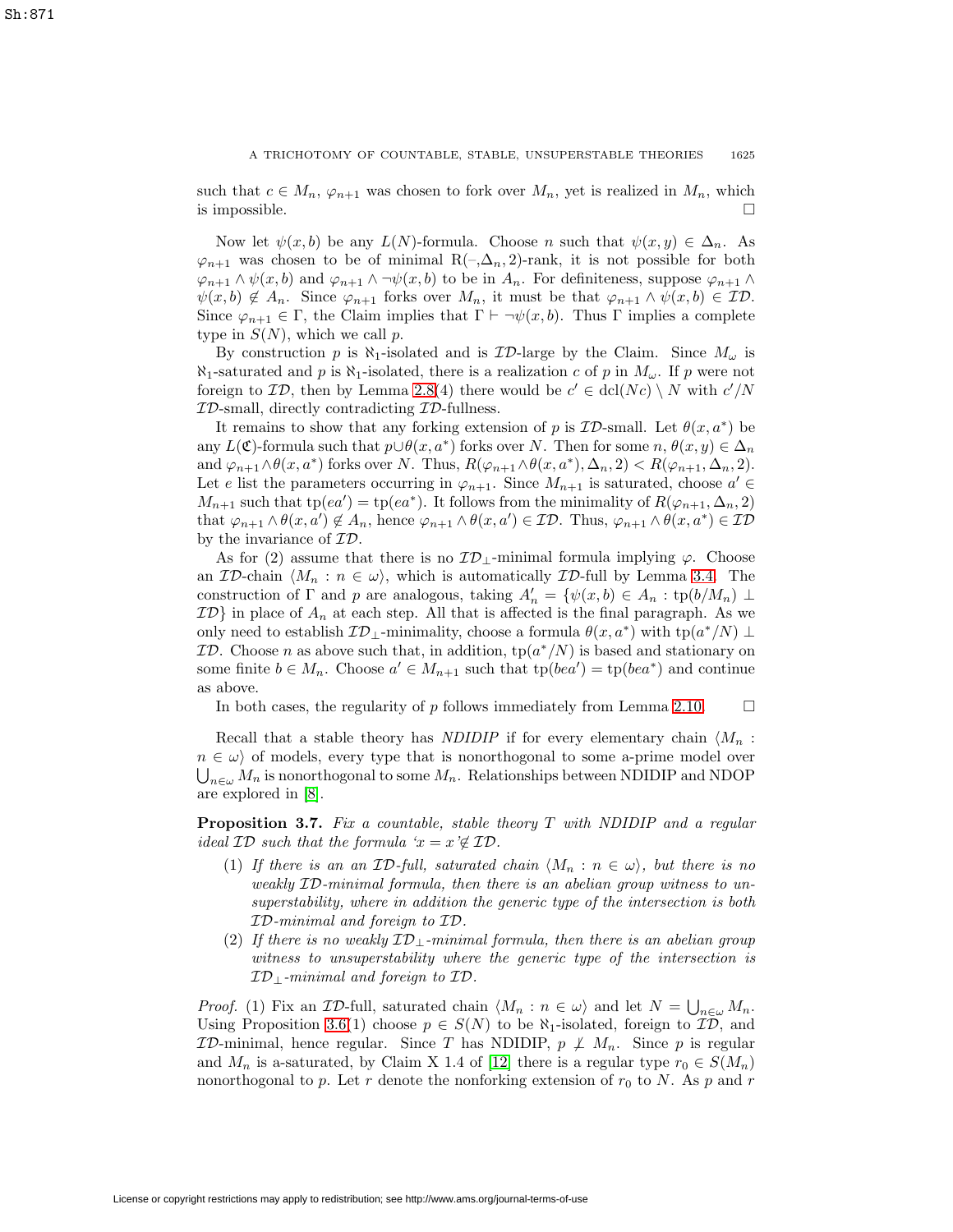such that $c \in M_n$, $\varphi_{n+1}$ was chosen to fork over $M_n$, yet is realized in $M_n$, which is impossible. $\square$

Now let $\psi(x, b)$ be any $L(N)$-formula. Choose $n$ such that $\psi(x, y) \in \Delta_n$. As $\varphi_{n+1}$ was chosen to be of minimal R(–,$\Delta_n$,2)-rank, it is not possible for both $\varphi_{n+1} \wedge \psi(x, b)$ and $\varphi_{n+1} \wedge \neg\psi(x, b)$ to be in $A_n$. For definiteness, suppose $\varphi_{n+1} \wedge \psi(x, b) \notin A_n$. Since $\varphi_{n+1}$ forks over $M_n$, it must be that $\varphi_{n+1} \wedge \psi(x, b) \in \mathcal{ID}$. Since $\varphi_{n+1} \in \Gamma$, the Claim implies that $\Gamma \vdash \neg\psi(x, b)$. Thus $\Gamma$ implies a complete type in $S(N)$, which we call $p$.

By construction $p$ is $\aleph_1$-isolated and is $\mathcal{ID}$-large by the Claim. Since $M_\omega$ is $\aleph_1$-saturated and $p$ is $\aleph_1$-isolated, there is a realization $c$ of $p$ in $M_\omega$. If $p$ were not foreign to $\mathcal{ID}$, then by Lemma 2.8(4) there would be $c' \in \mathrm{dcl}(Nc) \setminus N$ with $c'/N$ $\mathcal{ID}$-small, directly contradicting $\mathcal{ID}$-fullness.

It remains to show that any forking extension of $p$ is $\mathcal{ID}$-small. Let $\theta(x, a^*)$ be any $L(\mathfrak{C})$-formula such that $p \cup \theta(x, a^*)$ forks over $N$. Then for some $n$, $\theta(x, y) \in \Delta_n$ and $\varphi_{n+1} \wedge \theta(x, a^*)$ forks over $N$. Thus, $R(\varphi_{n+1} \wedge \theta(x, a^*), \Delta_n, 2) < R(\varphi_{n+1}, \Delta_n, 2)$. Let $e$ list the parameters occurring in $\varphi_{n+1}$. Since $M_{n+1}$ is saturated, choose $a' \in M_{n+1}$ such that $\mathrm{tp}(ea') = \mathrm{tp}(ea^*)$. It follows from the minimality of $R(\varphi_{n+1}, \Delta_n, 2)$ that $\varphi_{n+1} \wedge \theta(x, a') \notin A_n$, hence $\varphi_{n+1} \wedge \theta(x, a') \in \mathcal{ID}$. Thus, $\varphi_{n+1} \wedge \theta(x, a^*) \in \mathcal{ID}$ by the invariance of $\mathcal{ID}$.

As for (2) assume that there is no $\mathcal{ID}_\perp$-minimal formula implying $\varphi$. Choose an $\mathcal{ID}$-chain $\langle M_n : n \in \omega\rangle$, which is automatically $\mathcal{ID}$-full by Lemma 3.4. The construction of $\Gamma$ and $p$ are analogous, taking $A'_n = \{\psi(x, b) \in A_n : \mathrm{tp}(b/M_n) \perp \mathcal{ID}\}$ in place of $A_n$ at each step. All that is affected is the final paragraph. As we only need to establish $\mathcal{ID}_\perp$-minimality, choose a formula $\theta(x, a^*)$ with $\mathrm{tp}(a^*/N) \perp \mathcal{ID}$. Choose $n$ as above such that, in addition, $\mathrm{tp}(a^*/N)$ is based and stationary on some finite $b \in M_n$. Choose $a' \in M_{n+1}$ such that $\mathrm{tp}(bea') = \mathrm{tp}(bea^*)$ and continue as above.

In both cases, the regularity of $p$ follows immediately from Lemma 2.10. $\square$

Recall that a stable theory has *NDIDIP* if for every elementary chain $\langle M_n : n \in \omega\rangle$ of models, every type that is nonorthogonal to some a-prime model over $\bigcup_{n\in\omega} M_n$ is nonorthogonal to some $M_n$. Relationships between NDIDIP and NDOP are explored in [8].

**Proposition 3.7.** *Fix a countable, stable theory $T$ with NDIDIP and a regular ideal $\mathcal{ID}$ such that the formula '$x = x$'$\notin \mathcal{ID}$.*

1. *If there is an an $\mathcal{ID}$-full, saturated chain $\langle M_n : n \in \omega\rangle$, but there is no weakly $\mathcal{ID}$-minimal formula, then there is an abelian group witness to unsuperstability, where in addition the generic type of the intersection is both $\mathcal{ID}$-minimal and foreign to $\mathcal{ID}$.*
2. *If there is no weakly $\mathcal{ID}_\perp$-minimal formula, then there is an abelian group witness to unsuperstability where the generic type of the intersection is $\mathcal{ID}_\perp$-minimal and foreign to $\mathcal{ID}$.*

*Proof.* (1) Fix an $\mathcal{ID}$-full, saturated chain $\langle M_n : n \in \omega\rangle$ and let $N = \bigcup_{n\in\omega} M_n$. Using Proposition 3.6(1) choose $p \in S(N)$ to be $\aleph_1$-isolated, foreign to $\mathcal{ID}$, and $\mathcal{ID}$-minimal, hence regular. Since $T$ has NDIDIP, $p \not\perp M_n$. Since $p$ is regular and $M_n$ is a-saturated, by Claim X 1.4 of [12] there is a regular type $r_0 \in S(M_n)$ nonorthogonal to $p$. Let $r$ denote the nonforking extension of $r_0$ to $N$. As $p$ and $r$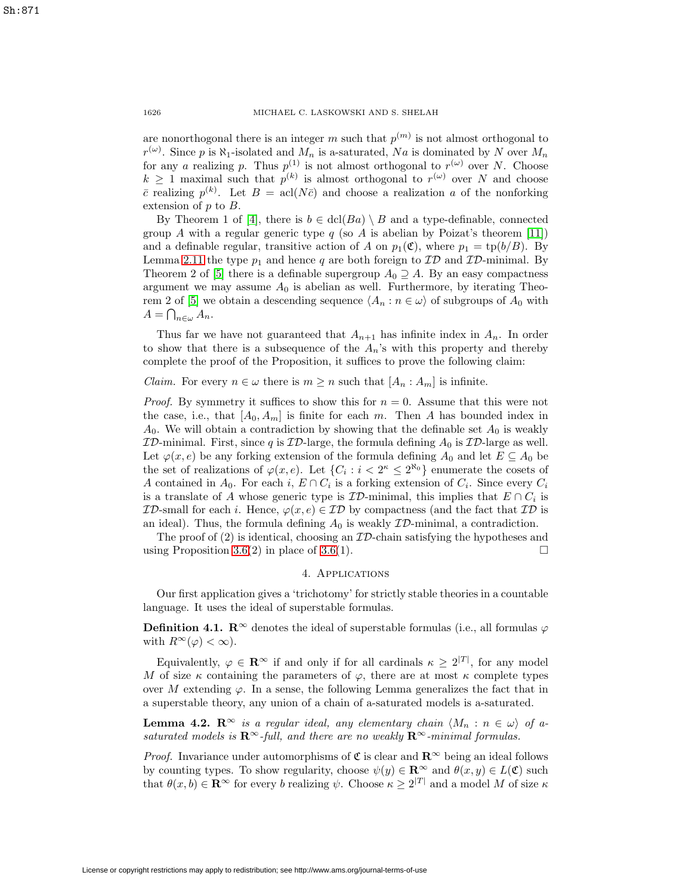are nonorthogonal there is an integer $m$ such that $p^{(m)}$ is not almost orthogonal to $r^{(\omega)}$. Since $p$ is $\aleph_1$-isolated and $M_n$ is a-saturated, $Na$ is dominated by $N$ over $M_n$ for any $a$ realizing $p$. Thus $p^{(1)}$ is not almost orthogonal to $r^{(\omega)}$ over $N$. Choose $k \geq 1$ maximal such that $p^{(k)}$ is almost orthogonal to $r^{(\omega)}$ over $N$ and choose $\bar{c}$ realizing $p^{(k)}$. Let $B = \operatorname{acl}(N\bar{c})$ and choose a realization $a$ of the nonforking extension of $p$ to $B$.

By Theorem 1 of [4], there is $b \in \operatorname{dcl}(Ba) \setminus B$ and a type-definable, connected group $A$ with a regular generic type $q$ (so $A$ is abelian by Poizat's theorem [11]) and a definable regular, transitive action of $A$ on $p_1(\mathfrak{C})$, where $p_1 = \operatorname{tp}(b/B)$. By Lemma 2.11 the type $p_1$ and hence $q$ are both foreign to $\mathcal{ID}$ and $\mathcal{ID}$-minimal. By Theorem 2 of [5] there is a definable supergroup $A_0 \supseteq A$. By an easy compactness argument we may assume $A_0$ is abelian as well. Furthermore, by iterating Theorem 2 of [5] we obtain a descending sequence $\langle A_n : n \in \omega \rangle$ of subgroups of $A_0$ with $A = \bigcap_{n\in\omega} A_n$.

Thus far we have not guaranteed that $A_{n+1}$ has infinite index in $A_n$. In order to show that there is a subsequence of the $A_n$'s with this property and thereby complete the proof of the Proposition, it suffices to prove the following claim:

*Claim.* For every $n \in \omega$ there is $m \geq n$ such that $[A_n : A_m]$ is infinite.

*Proof.* By symmetry it suffices to show this for $n = 0$. Assume that this were not the case, i.e., that $[A_0, A_m]$ is finite for each $m$. Then $A$ has bounded index in $A_0$. We will obtain a contradiction by showing that the definable set $A_0$ is weakly $\mathcal{ID}$-minimal. First, since $q$ is $\mathcal{ID}$-large, the formula defining $A_0$ is $\mathcal{ID}$-large as well. Let $\varphi(x, e)$ be any forking extension of the formula defining $A_0$ and let $E \subseteq A_0$ be the set of realizations of $\varphi(x, e)$. Let $\{C_i : i < 2^\kappa \leq 2^{\aleph_0}\}$ enumerate the cosets of $A$ contained in $A_0$. For each $i$, $E \cap C_i$ is a forking extension of $C_i$. Since every $C_i$ is a translate of $A$ whose generic type is $\mathcal{ID}$-minimal, this implies that $E \cap C_i$ is $\mathcal{ID}$-small for each $i$. Hence, $\varphi(x, e) \in \mathcal{ID}$ by compactness (and the fact that $\mathcal{ID}$ is an ideal). Thus, the formula defining $A_0$ is weakly $\mathcal{ID}$-minimal, a contradiction.

The proof of (2) is identical, choosing an $\mathcal{ID}$-chain satisfying the hypotheses and using Proposition 3.6(2) in place of 3.6(1). $\square$

## 4. Applications

Our first application gives a 'trichotomy' for strictly stable theories in a countable language. It uses the ideal of superstable formulas.

**Definition 4.1.** $\mathbf{R}^\infty$ denotes the ideal of superstable formulas (i.e., all formulas $\varphi$ with $R^\infty(\varphi) < \infty$).

Equivalently, $\varphi \in \mathbf{R}^\infty$ if and only if for all cardinals $\kappa \geq 2^{|T|}$, for any model $M$ of size $\kappa$ containing the parameters of $\varphi$, there are at most $\kappa$ complete types over $M$ extending $\varphi$. In a sense, the following Lemma generalizes the fact that in a superstable theory, any union of a chain of a-saturated models is a-saturated.

**Lemma 4.2.** *$\mathbf{R}^\infty$ is a regular ideal, any elementary chain $\langle M_n : n \in \omega \rangle$ of a-saturated models is $\mathbf{R}^\infty$-full, and there are no weakly $\mathbf{R}^\infty$-minimal formulas.*

*Proof.* Invariance under automorphisms of $\mathfrak{C}$ is clear and $\mathbf{R}^\infty$ being an ideal follows by counting types. To show regularity, choose $\psi(y) \in \mathbf{R}^\infty$ and $\theta(x, y) \in L(\mathfrak{C})$ such that $\theta(x, b) \in \mathbf{R}^\infty$ for every $b$ realizing $\psi$. Choose $\kappa \geq 2^{|T|}$ and a model $M$ of size $\kappa$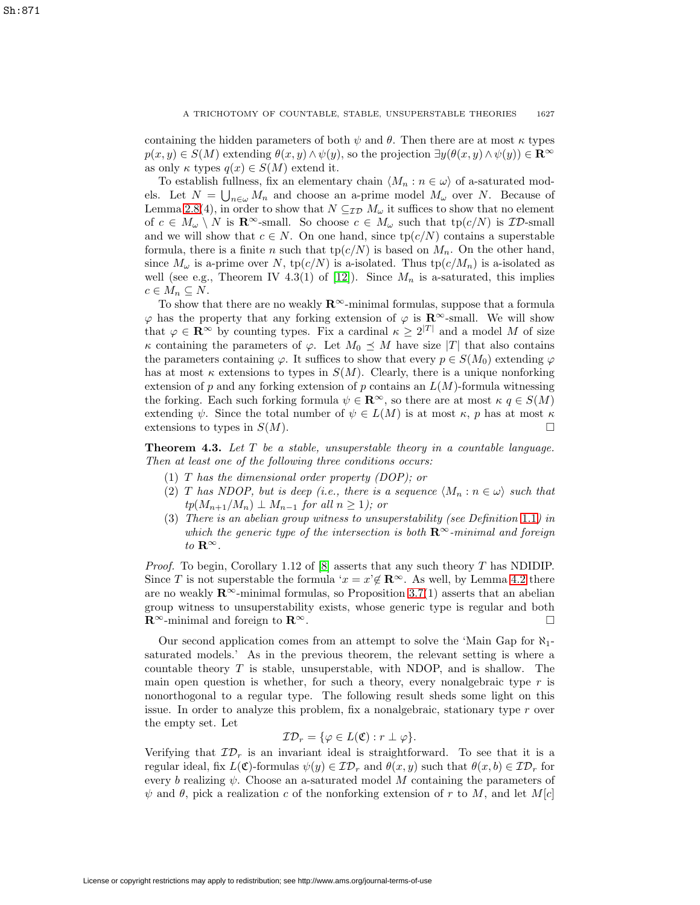containing the hidden parameters of both $\psi$ and $\theta$. Then there are at most $\kappa$ types $p(x,y) \in S(M)$ extending $\theta(x,y) \wedge \psi(y)$, so the projection $\exists y(\theta(x,y) \wedge \psi(y)) \in \mathbf{R}^\infty$ as only $\kappa$ types $q(x) \in S(M)$ extend it.

To establish fullness, fix an elementary chain $\langle M_n : n \in \omega \rangle$ of a-saturated models. Let $N = \bigcup_{n \in \omega} M_n$ and choose an a-prime model $M_\omega$ over $N$. Because of Lemma 2.8(4), in order to show that $N \subseteq_{\mathcal{ID}} M_\omega$ it suffices to show that no element of $c \in M_\omega \setminus N$ is $\mathbf{R}^\infty$-small. So choose $c \in M_\omega$ such that $\text{tp}(c/N)$ is $\mathcal{ID}$-small and we will show that $c \in N$. On one hand, since $\text{tp}(c/N)$ contains a superstable formula, there is a finite $n$ such that $\text{tp}(c/N)$ is based on $M_n$. On the other hand, since $M_\omega$ is a-prime over $N$, $\text{tp}(c/N)$ is a-isolated. Thus $\text{tp}(c/M_n)$ is a-isolated as well (see e.g., Theorem IV 4.3(1) of [12]). Since $M_n$ is a-saturated, this implies $c \in M_n \subseteq N$.

To show that there are no weakly $\mathbf{R}^\infty$-minimal formulas, suppose that a formula $\varphi$ has the property that any forking extension of $\varphi$ is $\mathbf{R}^\infty$-small. We will show that $\varphi \in \mathbf{R}^\infty$ by counting types. Fix a cardinal $\kappa \geq 2^{|T|}$ and a model $M$ of size $\kappa$ containing the parameters of $\varphi$. Let $M_0 \preceq M$ have size $|T|$ that also contains the parameters containing $\varphi$. It suffices to show that every $p \in S(M_0)$ extending $\varphi$ has at most $\kappa$ extensions to types in $S(M)$. Clearly, there is a unique nonforking extension of $p$ and any forking extension of $p$ contains an $L(M)$-formula witnessing the forking. Each such forking formula $\psi \in \mathbf{R}^\infty$, so there are at most $\kappa$ $q \in S(M)$ extending $\psi$. Since the total number of $\psi \in L(M)$ is at most $\kappa$, $p$ has at most $\kappa$ extensions to types in $S(M)$. $\square$

**Theorem 4.3.** *Let $T$ be a stable, unsuperstable theory in a countable language. Then at least one of the following three conditions occurs:*

1. *$T$ has the dimensional order property (DOP); or*
2. *$T$ has NDOP, but is deep (i.e., there is a sequence $\langle M_n : n \in \omega \rangle$ such that $tp(M_{n+1}/M_n) \perp M_{n-1}$ for all $n \geq 1$); or*
3. *There is an abelian group witness to unsuperstability (see Definition 1.1) in which the generic type of the intersection is both $\mathbf{R}^\infty$-minimal and foreign to $\mathbf{R}^\infty$.*

*Proof.* To begin, Corollary 1.12 of [8] asserts that any such theory $T$ has NDIDIP. Since $T$ is not superstable the formula '$x = x$'$\notin \mathbf{R}^\infty$. As well, by Lemma 4.2 there are no weakly $\mathbf{R}^\infty$-minimal formulas, so Proposition 3.7(1) asserts that an abelian group witness to unsuperstability exists, whose generic type is regular and both $\mathbf{R}^\infty$-minimal and foreign to $\mathbf{R}^\infty$. $\square$

Our second application comes from an attempt to solve the 'Main Gap for $\aleph_1$-saturated models.' As in the previous theorem, the relevant setting is where a countable theory $T$ is stable, unsuperstable, with NDOP, and is shallow. The main open question is whether, for such a theory, every nonalgebraic type $r$ is nonorthogonal to a regular type. The following result sheds some light on this issue. In order to analyze this problem, fix a nonalgebraic, stationary type $r$ over the empty set. Let

$$\mathcal{ID}_r = \{\varphi \in L(\mathfrak{C}) : r \perp \varphi\}.$$

Verifying that $\mathcal{ID}_r$ is an invariant ideal is straightforward. To see that it is a regular ideal, fix $L(\mathfrak{C})$-formulas $\psi(y) \in \mathcal{ID}_r$ and $\theta(x,y)$ such that $\theta(x,b) \in \mathcal{ID}_r$ for every $b$ realizing $\psi$. Choose an a-saturated model $M$ containing the parameters of $\psi$ and $\theta$, pick a realization $c$ of the nonforking extension of $r$ to $M$, and let $M[c]$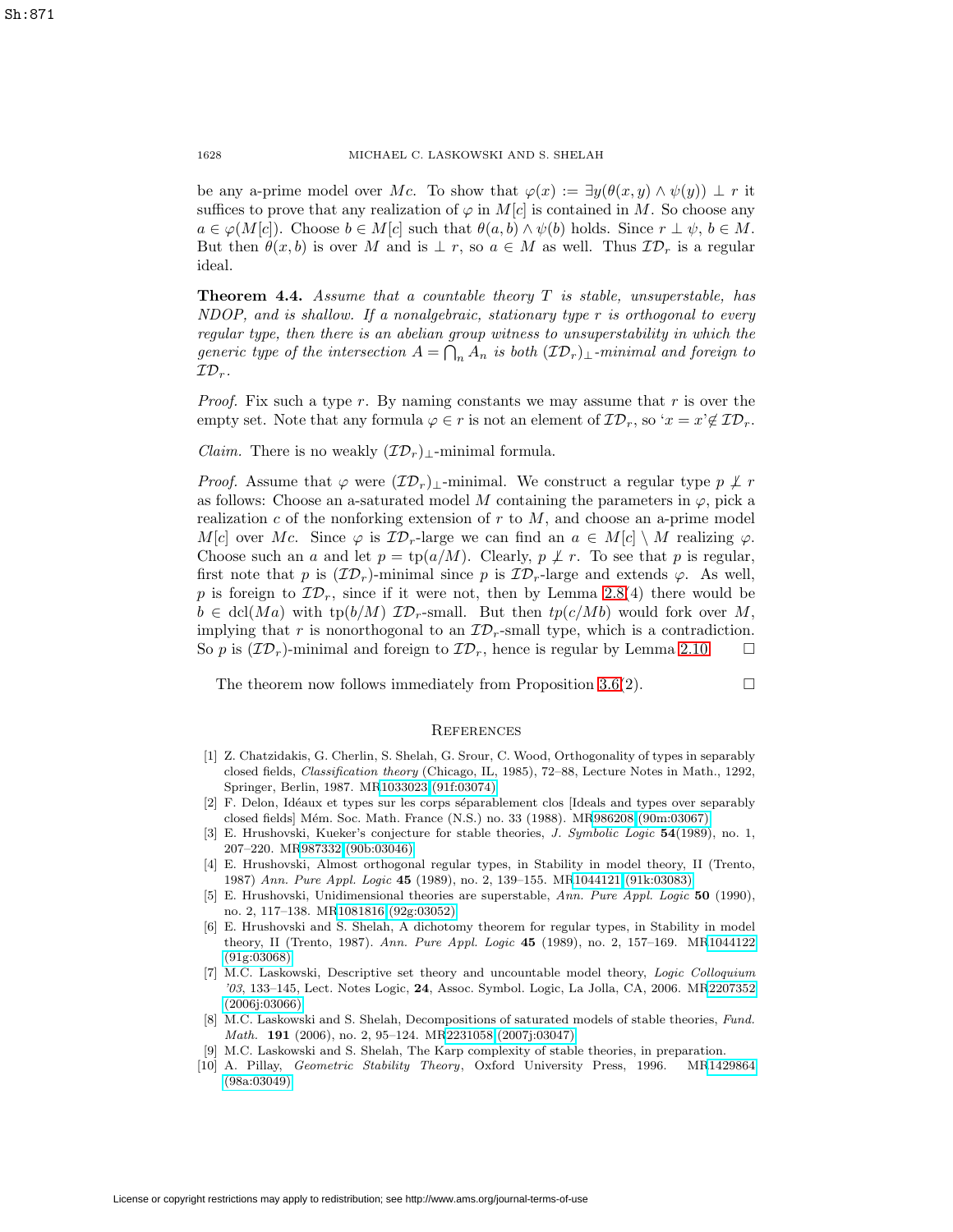be any a-prime model over $Mc$. To show that $\varphi(x) := \exists y(\theta(x,y) \wedge \psi(y)) \perp r$ it suffices to prove that any realization of $\varphi$ in $M[c]$ is contained in $M$. So choose any $a \in \varphi(M[c])$. Choose $b \in M[c]$ such that $\theta(a,b) \wedge \psi(b)$ holds. Since $r \perp \psi$, $b \in M$. But then $\theta(x,b)$ is over $M$ and is $\perp r$, so $a \in M$ as well. Thus $\mathcal{ID}_r$ is a regular ideal.

**Theorem 4.4.** *Assume that a countable theory $T$ is stable, unsuperstable, has NDOP, and is shallow. If a nonalgebraic, stationary type $r$ is orthogonal to every regular type, then there is an abelian group witness to unsuperstability in which the generic type of the intersection $A = \bigcap_n A_n$ is both $(\mathcal{ID}_r)_\perp$-minimal and foreign to $\mathcal{ID}_r$.*

*Proof.* Fix such a type $r$. By naming constants we may assume that $r$ is over the empty set. Note that any formula $\varphi \in r$ is not an element of $\mathcal{ID}_r$, so '$x = x$'$\notin \mathcal{ID}_r$.

*Claim.* There is no weakly $(\mathcal{ID}_r)_\perp$-minimal formula.

*Proof.* Assume that $\varphi$ were $(\mathcal{ID}_r)_\perp$-minimal. We construct a regular type $p \not\perp r$ as follows: Choose an a-saturated model $M$ containing the parameters in $\varphi$, pick a realization $c$ of the nonforking extension of $r$ to $M$, and choose an a-prime model $M[c]$ over $Mc$. Since $\varphi$ is $\mathcal{ID}_r$-large we can find an $a \in M[c] \setminus M$ realizing $\varphi$. Choose such an $a$ and let $p = \text{tp}(a/M)$. Clearly, $p \not\perp r$. To see that $p$ is regular, first note that $p$ is $(\mathcal{ID}_r)$-minimal since $p$ is $\mathcal{ID}_r$-large and extends $\varphi$. As well, $p$ is foreign to $\mathcal{ID}_r$, since if it were not, then by Lemma 2.8(4) there would be $b \in \text{dcl}(Ma)$ with $\text{tp}(b/M)$ $\mathcal{ID}_r$-small. But then $tp(c/Mb)$ would fork over $M$, implying that $r$ is nonorthogonal to an $\mathcal{ID}_r$-small type, which is a contradiction. So $p$ is $(\mathcal{ID}_r)$-minimal and foreign to $\mathcal{ID}_r$, hence is regular by Lemma 2.10. $\square$

The theorem now follows immediately from Proposition 3.6(2). $\square$

## References

[1] Z. Chatzidakis, G. Cherlin, S. Shelah, G. Srour, C. Wood, Orthogonality of types in separably closed fields, *Classification theory* (Chicago, IL, 1985), 72–88, Lecture Notes in Math., 1292, Springer, Berlin, 1987. MR1033023 (91f:03074)

[2] F. Delon, Idéaux et types sur les corps séparablement clos [Ideals and types over separably closed fields] Mém. Soc. Math. France (N.S.) no. 33 (1988). MR986208 (90m:03067)

[3] E. Hrushovski, Kueker's conjecture for stable theories, *J. Symbolic Logic* **54**(1989), no. 1, 207–220. MR987332 (90b:03046)

[4] E. Hrushovski, Almost orthogonal regular types, in Stability in model theory, II (Trento, 1987) *Ann. Pure Appl. Logic* **45** (1989), no. 2, 139–155. MR1044121 (91k:03083)

[5] E. Hrushovski, Unidimensional theories are superstable, *Ann. Pure Appl. Logic* **50** (1990), no. 2, 117–138. MR1081816 (92g:03052)

[6] E. Hrushovski and S. Shelah, A dichotomy theorem for regular types, in Stability in model theory, II (Trento, 1987). *Ann. Pure Appl. Logic* **45** (1989), no. 2, 157–169. MR1044122 (91g:03068)

[7] M.C. Laskowski, Descriptive set theory and uncountable model theory, *Logic Colloquium '03*, 133–145, Lect. Notes Logic, **24**, Assoc. Symbol. Logic, La Jolla, CA, 2006. MR2207352 (2006j:03066)

[8] M.C. Laskowski and S. Shelah, Decompositions of saturated models of stable theories, *Fund. Math.* **191** (2006), no. 2, 95–124. MR2231058 (2007j:03047)

[9] M.C. Laskowski and S. Shelah, The Karp complexity of stable theories, in preparation.

[10] A. Pillay, *Geometric Stability Theory*, Oxford University Press, 1996. MR1429864 (98a:03049)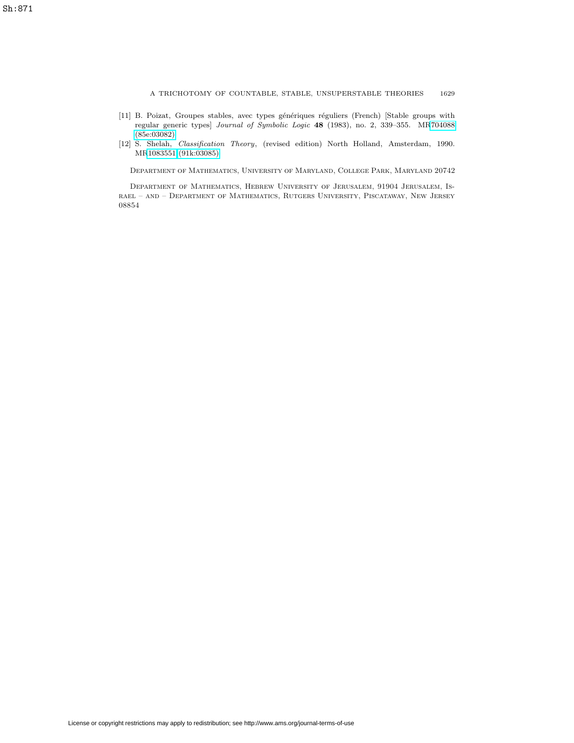[11] B. Poizat, Groupes stables, avec types génériques réguliers (French) [Stable groups with regular generic types] *Journal of Symbolic Logic* **48** (1983), no. 2, 339–355. MR704088 (85e:03082)

[12] S. Shelah, *Classification Theory*, (revised edition) North Holland, Amsterdam, 1990. MR1083551 (91k:03085)

Department of Mathematics, University of Maryland, College Park, Maryland 20742

Department of Mathematics, Hebrew University of Jerusalem, 91904 Jerusalem, Israel – and – Department of Mathematics, Rutgers University, Piscataway, New Jersey 08854